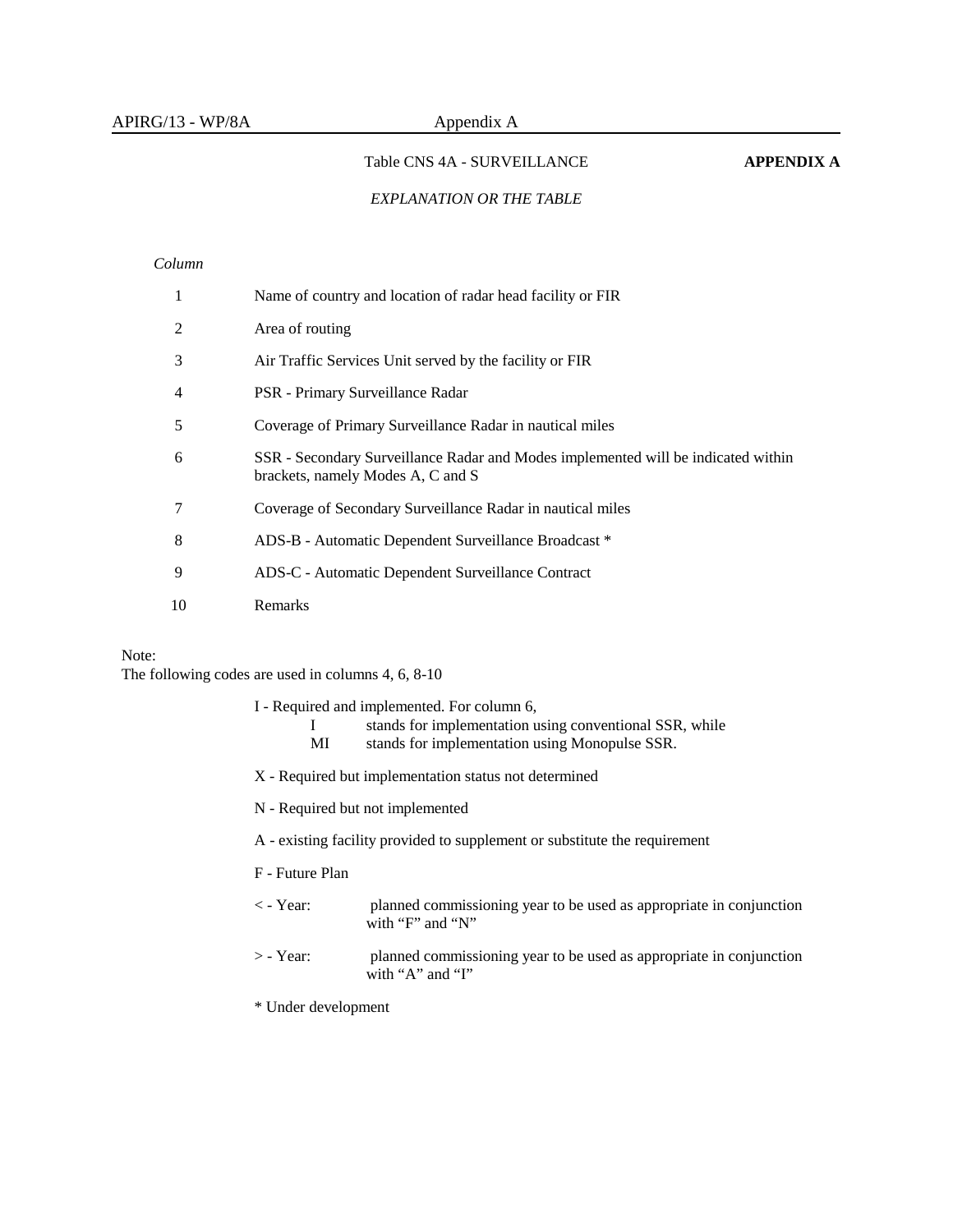Table CNS 4A - SURVEILLANCE **APPENDIX A**

*EXPLANATION OR THE TABLE*

| *Column* | |
|---|---|
| 1 | Name of country and location of radar head facility or FIR |
| 2 | Area of routing |
| 3 | Air Traffic Services Unit served by the facility or FIR |
| 4 | PSR - Primary Surveillance Radar |
| 5 | Coverage of Primary Surveillance Radar in nautical miles |
| 6 | SSR - Secondary Surveillance Radar and Modes implemented will be indicated within brackets, namely Modes A, C and S |
| 7 | Coverage of Secondary Surveillance Radar in nautical miles |
| 8 | ADS-B - Automatic Dependent Surveillance Broadcast * |
| 9 | ADS-C - Automatic Dependent Surveillance Contract |
| 10 | Remarks |

Note:
The following codes are used in columns 4, 6, 8-10

I - Required and implemented. For column 6,
- I stands for implementation using conventional SSR, while
- MI stands for implementation using Monopulse SSR.

X - Required but implementation status not determined

N - Required but not implemented

A - existing facility provided to supplement or substitute the requirement

F - Future Plan

< - Year: planned commissioning year to be used as appropriate in conjunction with "F" and "N"

> - Year: planned commissioning year to be used as appropriate in conjunction with "A" and "I"

* Under development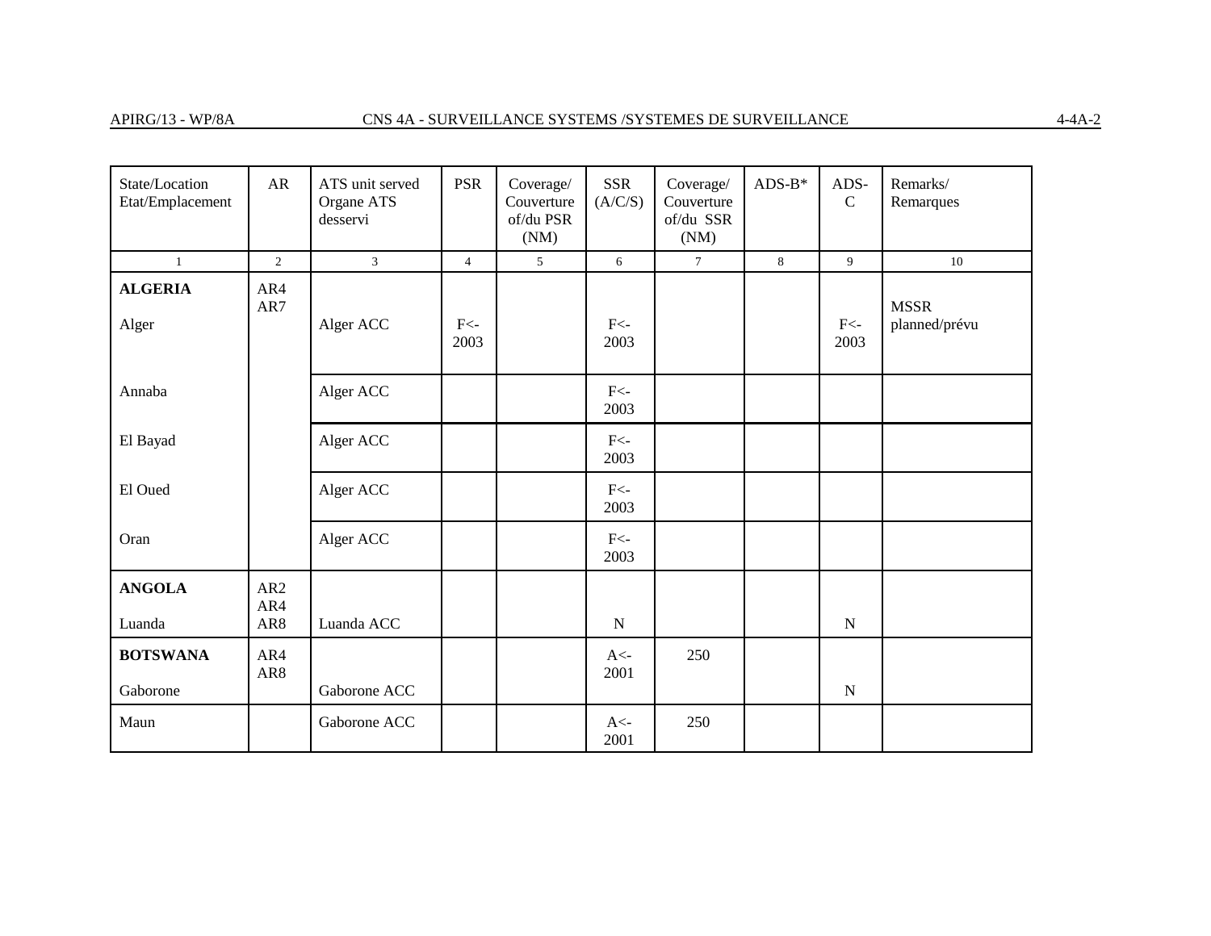| State/Location Etat/Emplacement | AR | ATS unit served Organe ATS desservi | PSR | Coverage/ Couverture of/du PSR (NM) | SSR (A/C/S) | Coverage/ Couverture of/du SSR (NM) | ADS-B* | ADS-C | Remarks/ Remarques |
|---|---|---|---|---|---|---|---|---|---|
| 1 | 2 | 3 | 4 | 5 | 6 | 7 | 8 | 9 | 10 |
| **ALGERIA** | AR4 AR7 | | | | | | | | |
| Alger | | Alger ACC | F<-2003 | | F<-2003 | | | F<-2003 | MSSR planned/prévu |
| Annaba | | Alger ACC | | | F<-2003 | | | | |
| El Bayad | | Alger ACC | | | F<-2003 | | | | |
| El Oued | | Alger ACC | | | F<-2003 | | | | |
| Oran | | Alger ACC | | | F<-2003 | | | | |
| **ANGOLA** | AR2 AR4 | | | | | | | | |
| Luanda | AR8 | Luanda ACC | | | N | | | N | |
| **BOTSWANA** | AR4 AR8 | | | | A<-2001 | 250 | | | |
| Gaborone | | Gaborone ACC | | | | | | N | |
| Maun | | Gaborone ACC | | | A<-2001 | 250 | | | |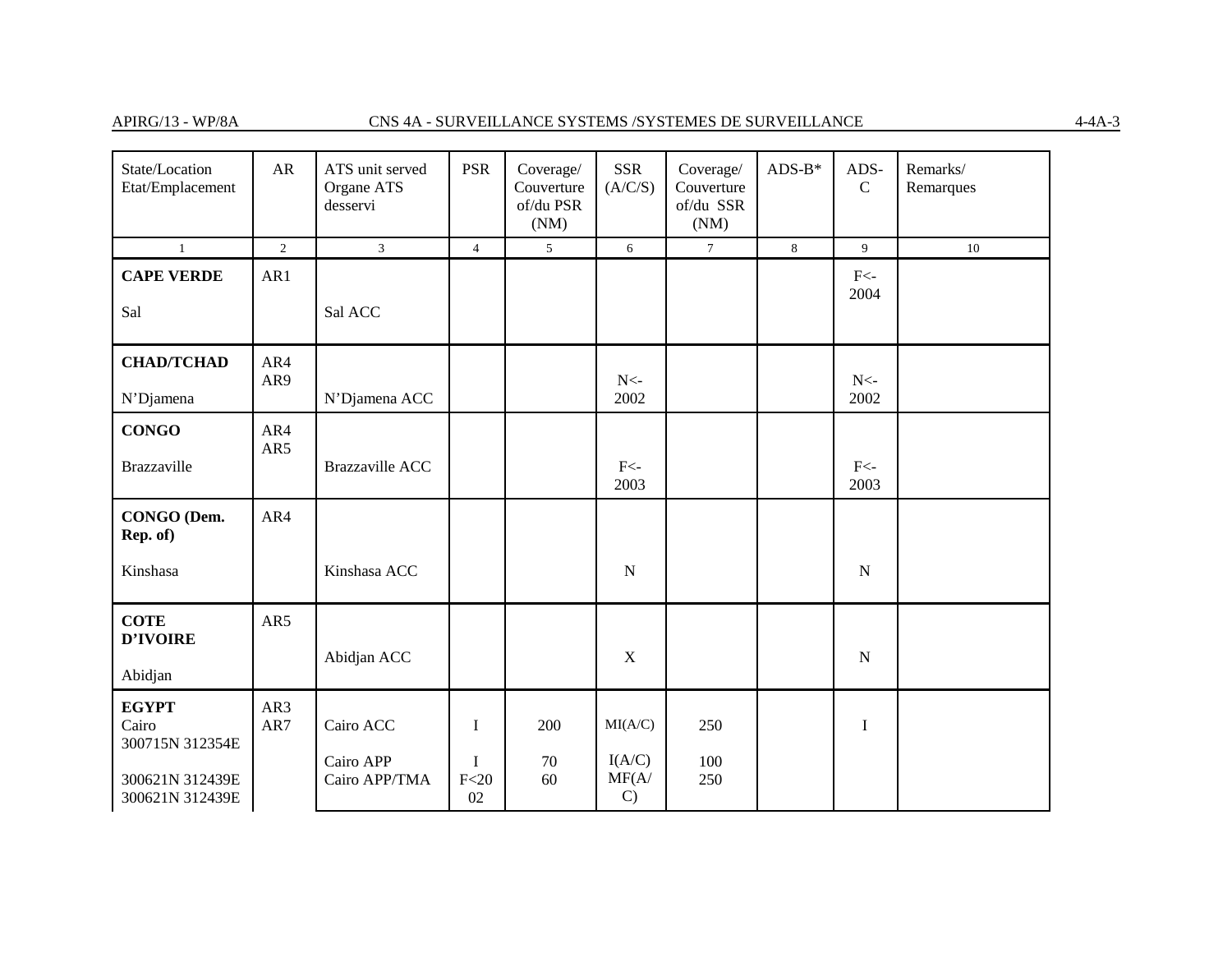| State/Location Etat/Emplacement | AR | ATS unit served Organe ATS desservi | PSR | Coverage/ Couverture of/du PSR (NM) | SSR (A/C/S) | Coverage/ Couverture of/du SSR (NM) | ADS-B* | ADS-C | Remarks/ Remarques |
|---|---|---|---|---|---|---|---|---|---|
| 1 | 2 | 3 | 4 | 5 | 6 | 7 | 8 | 9 | 10 |
| **CAPE VERDE** Sal | AR1 | Sal ACC | | | | | | F<-2004 | |
| **CHAD/TCHAD** N'Djamena | AR4 AR9 | N'Djamena ACC | | | N<-2002 | | | N<-2002 | |
| **CONGO** Brazzaville | AR4 AR5 | Brazzaville ACC | | | F<-2003 | | | F<-2003 | |
| **CONGO (Dem. Rep. of)** Kinshasa | AR4 | Kinshasa ACC | | | N | | | N | |
| **COTE D'IVOIRE** Abidjan | AR5 | Abidjan ACC | | | X | | | N | |
| **EGYPT** Cairo 300715N 312354E | AR3 AR7 | Cairo ACC | I | 200 | MI(A/C) | 250 | | I | |
| 300621N 312439E | | Cairo APP | I | 70 | I(A/C) | 100 | | | |
| 300621N 312439E | | Cairo APP/TMA | F<2002 | 60 | MF(A/C) | 250 | | | |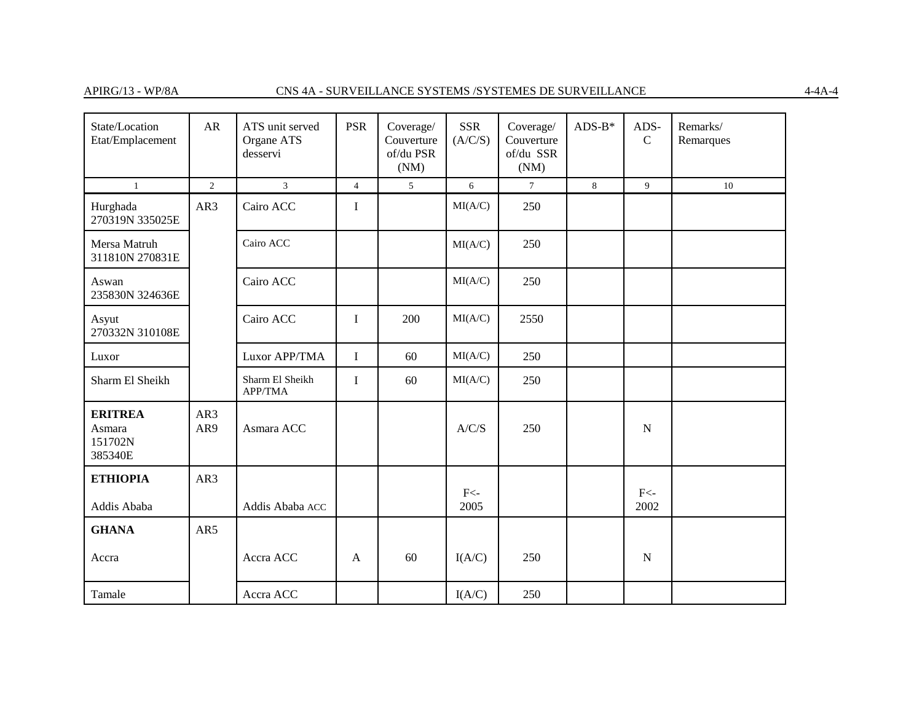| State/Location Etat/Emplacement | AR | ATS unit served Organe ATS desservi | PSR | Coverage/ Couverture of/du PSR (NM) | SSR (A/C/S) | Coverage/ Couverture of/du SSR (NM) | ADS-B* | ADS-C | Remarks/ Remarques |
|---|---|---|---|---|---|---|---|---|---|
| 1 | 2 | 3 | 4 | 5 | 6 | 7 | 8 | 9 | 10 |
| Hurghada 270319N 335025E | AR3 | Cairo ACC | I | | MI(A/C) | 250 | | | |
| Mersa Matruh 311810N 270831E | | Cairo ACC | | | MI(A/C) | 250 | | | |
| Aswan 235830N 324636E | | Cairo ACC | | | MI(A/C) | 250 | | | |
| Asyut 270332N 310108E | | Cairo ACC | I | 200 | MI(A/C) | 2550 | | | |
| Luxor | | Luxor APP/TMA | I | 60 | MI(A/C) | 250 | | | |
| Sharm El Sheikh | | Sharm El Sheikh APP/TMA | I | 60 | MI(A/C) | 250 | | | |
| **ERITREA** Asmara 151702N 385340E | AR3 AR9 | Asmara ACC | | | A/C/S | 250 | | N | |
| **ETHIOPIA** Addis Ababa | AR3 | Addis Ababa ACC | | | F<- 2005 | | | F<- 2002 | |
| **GHANA** Accra | AR5 | Accra ACC | A | 60 | I(A/C) | 250 | | N | |
| Tamale | | Accra ACC | | | I(A/C) | 250 | | | |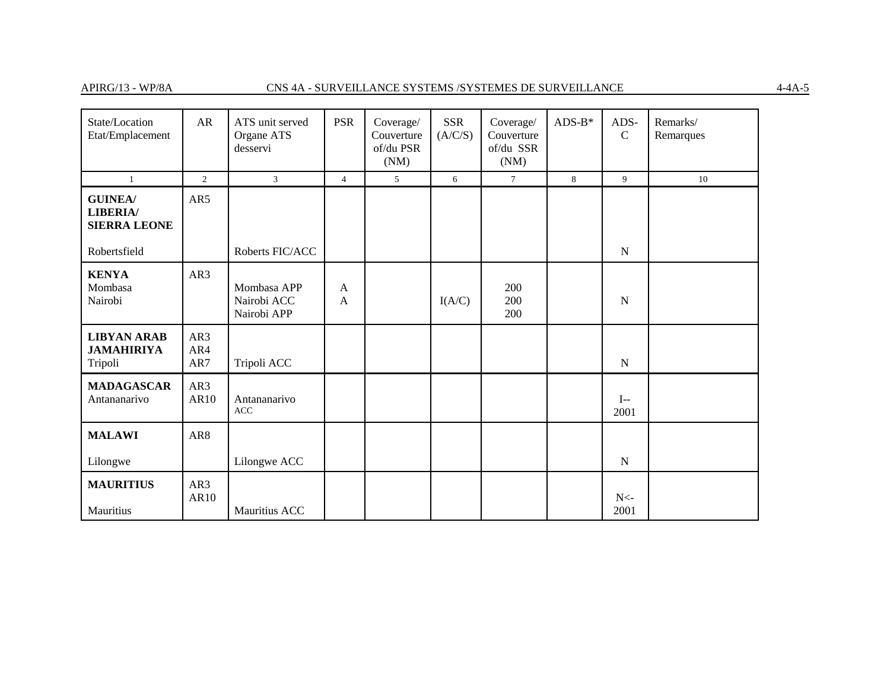| State/Location Etat/Emplacement | AR | ATS unit served Organe ATS desservi | PSR | Coverage/ Couverture of/du PSR (NM) | SSR (A/C/S) | Coverage/ Couverture of/du SSR (NM) | ADS-B* | ADS-C | Remarks/ Remarques |
|---|---|---|---|---|---|---|---|---|---|
| 1 | 2 | 3 | 4 | 5 | 6 | 7 | 8 | 9 | 10 |
| **GUINEA/ LIBERIA/ SIERRA LEONE** | AR5 | | | | | | | | |
| Robertsfield | | Roberts FIC/ACC | | | | | | N | |
| **KENYA** | AR3 | | | | | | | | |
| Mombasa | | Mombasa APP | A | | | 200 | | | |
| Nairobi | | Nairobi ACC | A | | I(A/C) | 200 | | N | |
| | | Nairobi APP | | | | 200 | | | |
| **LIBYAN ARAB JAMAHIRIYA** | AR3 AR4 | | | | | | | | |
| Tripoli | AR7 | Tripoli ACC | | | | | | N | |
| **MADAGASCAR** | AR3 | | | | | | | | |
| Antananarivo | AR10 | Antananarivo ACC | | | | | | I-- 2001 | |
| **MALAWI** | AR8 | | | | | | | | |
| Lilongwe | | Lilongwe ACC | | | | | | N | |
| **MAURITIUS** | AR3 AR10 | | | | | | | | |
| Mauritius | | Mauritius ACC | | | | | | N<- 2001 | |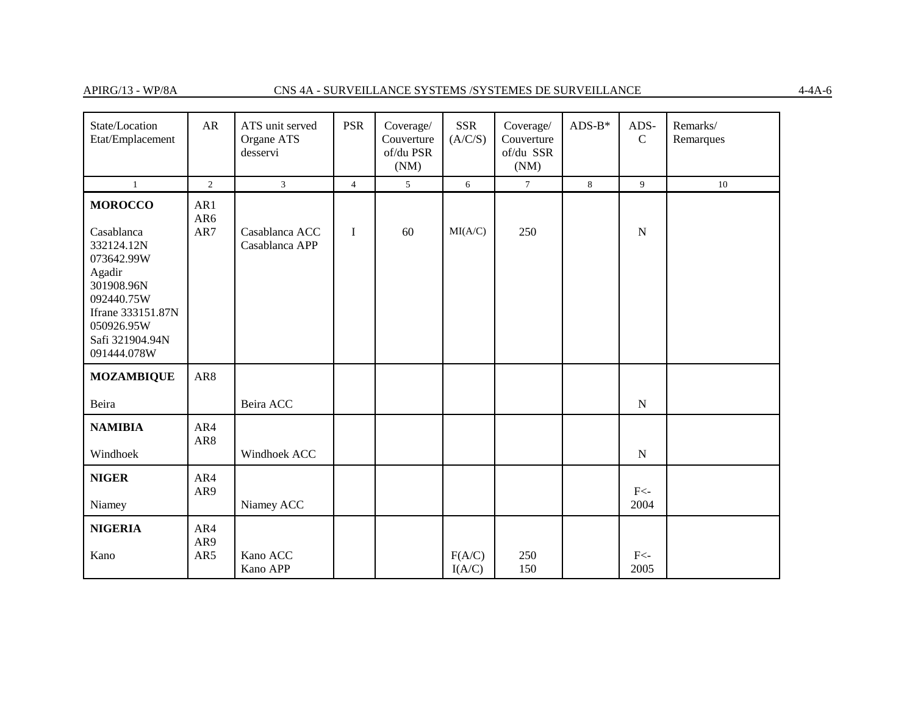| State/Location Etat/Emplacement | AR | ATS unit served Organe ATS desservi | PSR | Coverage/ Couverture of/du PSR (NM) | SSR (A/C/S) | Coverage/ Couverture of/du SSR (NM) | ADS-B* | ADS-C | Remarks/ Remarques |
|---|---|---|---|---|---|---|---|---|---|
| 1 | 2 | 3 | 4 | 5 | 6 | 7 | 8 | 9 | 10 |
| **MOROCCO**<br><br>Casablanca 332124.12N 073642.99W<br>Agadir 301908.96N 092440.75W<br>Ifrane 333151.87N 050926.95W<br>Safi 321904.94N 091444.078W | AR1<br>AR6<br>AR7 | Casablanca ACC<br>Casablanca APP | I | 60 | MI(A/C) | 250 | | N | |
| **MOZAMBIQUE**<br><br>Beira | AR8 | Beira ACC | | | | | | N | |
| **NAMIBIA**<br><br>Windhoek | AR4<br>AR8 | Windhoek ACC | | | | | | N | |
| **NIGER**<br><br>Niamey | AR4<br>AR9 | Niamey ACC | | | | | | F<-<br>2004 | |
| **NIGERIA**<br><br>Kano | AR4<br>AR9<br>AR5 | Kano ACC<br>Kano APP | | | F(A/C)<br>I(A/C) | 250<br>150 | | F<-<br>2005 | |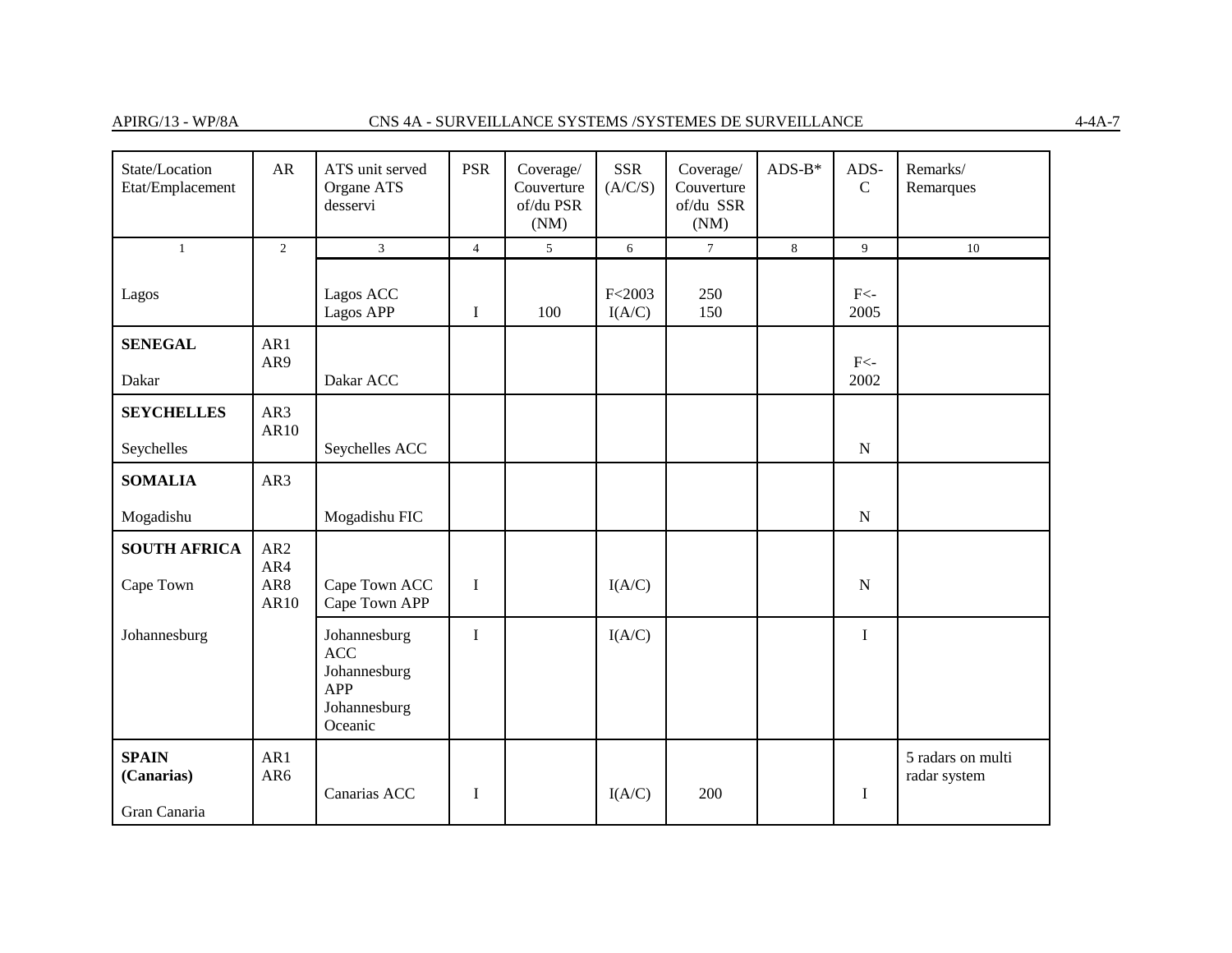| State/Location Etat/Emplacement | AR | ATS unit served Organe ATS desservi | PSR | Coverage/ Couverture of/du PSR (NM) | SSR (A/C/S) | Coverage/ Couverture of/du SSR (NM) | ADS-B* | ADS-C | Remarks/ Remarques |
|---|---|---|---|---|---|---|---|---|---|
| 1 | 2 | 3 | 4 | 5 | 6 | 7 | 8 | 9 | 10 |
| Lagos | | Lagos ACC<br>Lagos APP | I | 100 | F<2003<br>I(A/C) | 250<br>150 | | F<-2005 | |
| **SENEGAL**<br>Dakar | AR1<br>AR9 | Dakar ACC | | | | | | F<-2002 | |
| **SEYCHELLES**<br>Seychelles | AR3<br>AR10 | Seychelles ACC | | | | | | N | |
| **SOMALIA**<br>Mogadishu | AR3 | Mogadishu FIC | | | | | | N | |
| **SOUTH AFRICA**<br>Cape Town | AR2<br>AR4<br>AR8<br>AR10 | Cape Town ACC<br>Cape Town APP | I | | I(A/C) | | | N | |
| Johannesburg | | Johannesburg ACC<br>Johannesburg APP<br>Johannesburg Oceanic | I | | I(A/C) | | | I | |
| **SPAIN (Canarias)**<br>Gran Canaria | AR1<br>AR6 | Canarias ACC | I | | I(A/C) | 200 | | I | 5 radars on multi radar system |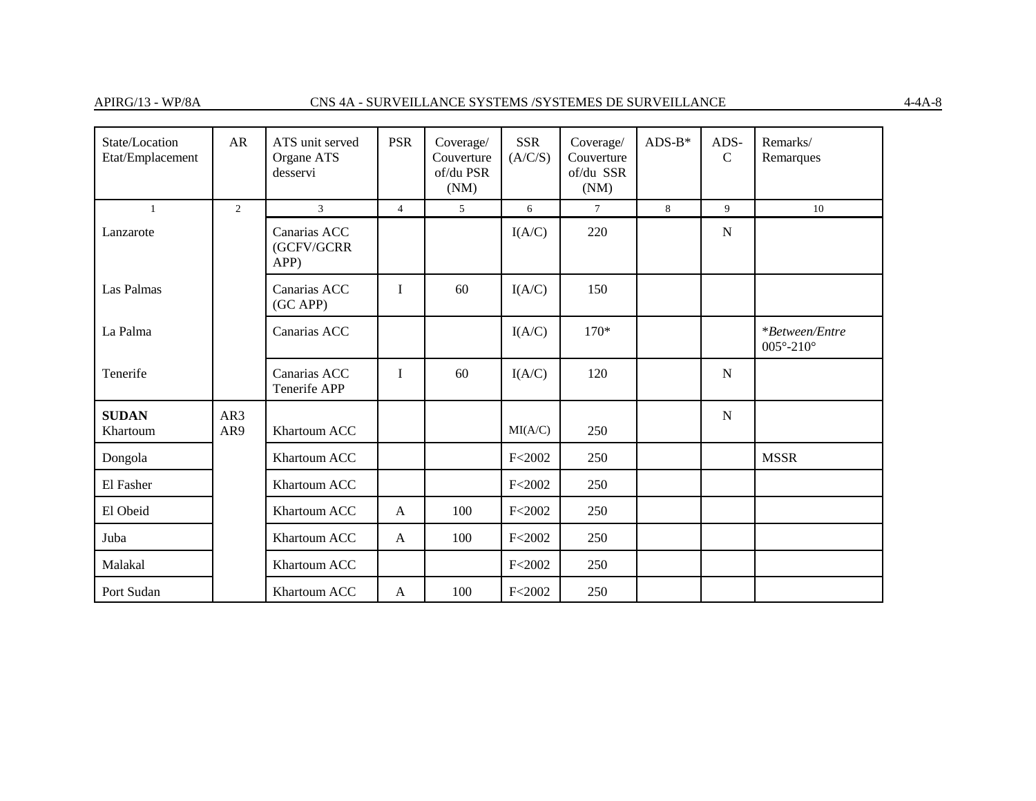| State/Location Etat/Emplacement | AR | ATS unit served Organe ATS desservi | PSR | Coverage/ Couverture of/du PSR (NM) | SSR (A/C/S) | Coverage/ Couverture of/du SSR (NM) | ADS-B* | ADS-C | Remarks/ Remarques |
|---|---|---|---|---|---|---|---|---|---|
| 1 | 2 | 3 | 4 | 5 | 6 | 7 | 8 | 9 | 10 |
| Lanzarote | | Canarias ACC (GCFV/GCRR APP) | | | I(A/C) | 220 | | N | |
| Las Palmas | | Canarias ACC (GC APP) | I | 60 | I(A/C) | 150 | | | |
| La Palma | | Canarias ACC | | | I(A/C) | 170* | | | **Between/Entre* 005°-210° |
| Tenerife | | Canarias ACC Tenerife APP | I | 60 | I(A/C) | 120 | | N | |
| **SUDAN** Khartoum | AR3 AR9 | Khartoum ACC | | | MI(A/C) | 250 | | N | |
| Dongola | | Khartoum ACC | | | F<2002 | 250 | | | MSSR |
| El Fasher | | Khartoum ACC | | | F<2002 | 250 | | | |
| El Obeid | | Khartoum ACC | A | 100 | F<2002 | 250 | | | |
| Juba | | Khartoum ACC | A | 100 | F<2002 | 250 | | | |
| Malakal | | Khartoum ACC | | | F<2002 | 250 | | | |
| Port Sudan | | Khartoum ACC | A | 100 | F<2002 | 250 | | | |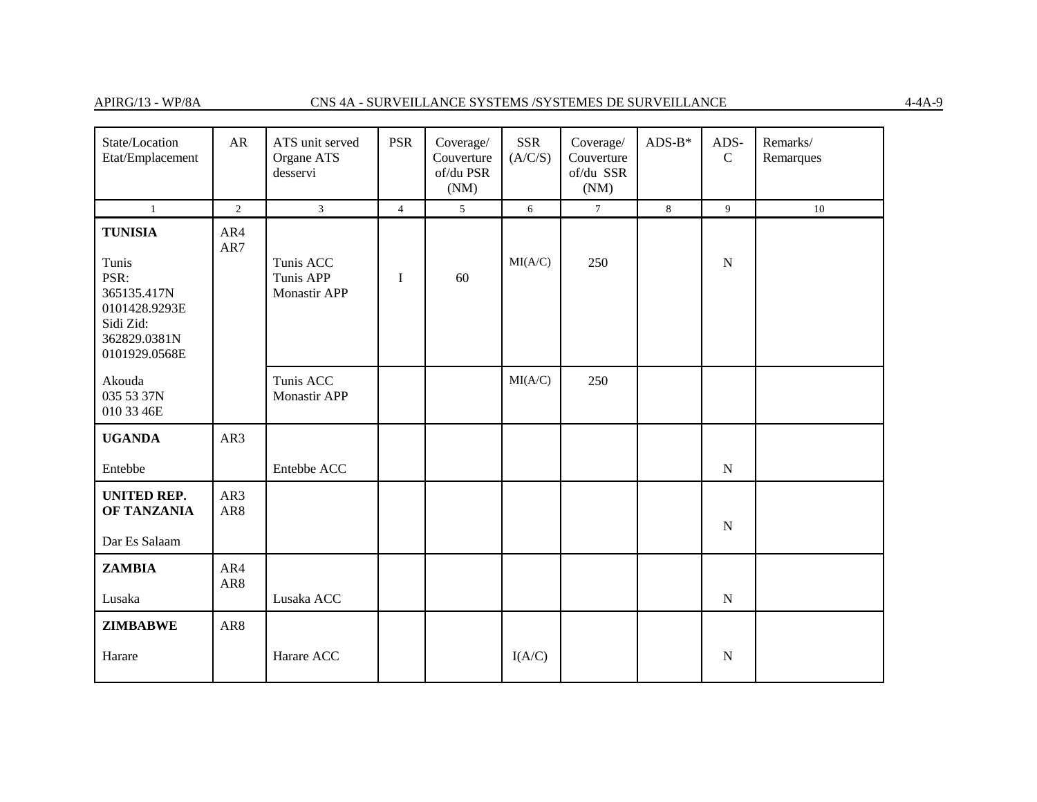| State/Location Etat/Emplacement | AR | ATS unit served Organe ATS desservi | PSR | Coverage/ Couverture of/du PSR (NM) | SSR (A/C/S) | Coverage/ Couverture of/du SSR (NM) | ADS-B* | ADS-C | Remarks/ Remarques |
|---|---|---|---|---|---|---|---|---|---|
| 1 | 2 | 3 | 4 | 5 | 6 | 7 | 8 | 9 | 10 |
| **TUNISIA** Tunis PSR: 365135.417N 0101428.9293E Sidi Zid: 362829.0381N 0101929.0568E | AR4 AR7 | Tunis ACC Tunis APP Monastir APP | I | 60 | MI(A/C) | 250 | | N | |
| Akouda 035 53 37N 010 33 46E | | Tunis ACC Monastir APP | | | MI(A/C) | 250 | | | |
| **UGANDA** Entebbe | AR3 | Entebbe ACC | | | | | | N | |
| **UNITED REP. OF TANZANIA** Dar Es Salaam | AR3 AR8 | | | | | | | N | |
| **ZAMBIA** Lusaka | AR4 AR8 | Lusaka ACC | | | | | | N | |
| **ZIMBABWE** Harare | AR8 | Harare ACC | | | I(A/C) | | | N | |